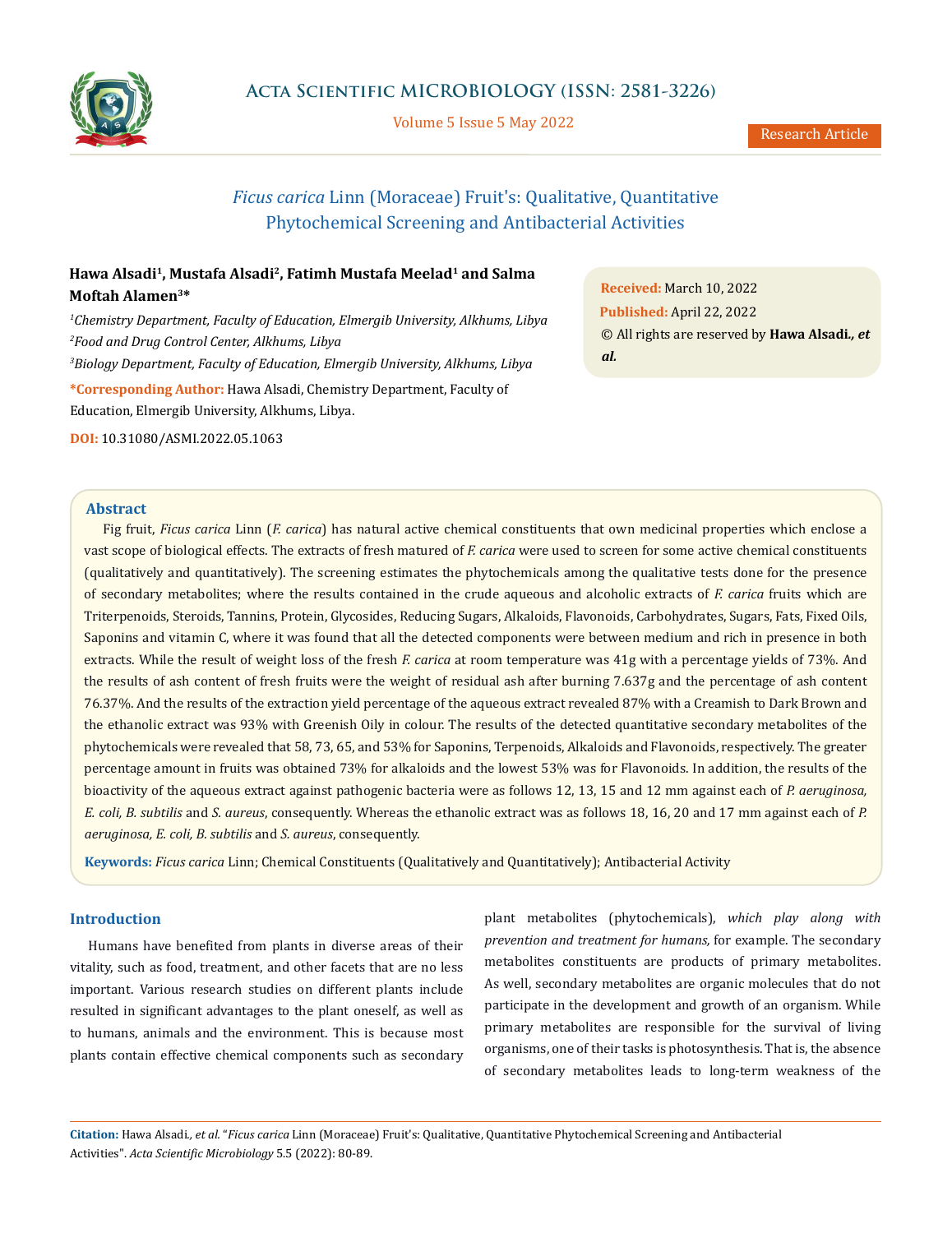# *Ficus carica* Linn (Moraceae) Fruit's: Qualitative, Quantitative Phytochemical Screening and Antibacterial Activities

**Hawa Alsadi[1], Mustafa Alsadi[2], Fatimh Mustafa Meelad[1] and Salma Moftah Alamen[3]***

[1]*Chemistry Department, Faculty of Education, Elmergib University, Alkhums, Libya*

[2]*Food and Drug Control Center, Alkhums, Libya*

[3]*Biology Department, Faculty of Education, Elmergib University, Alkhums, Libya*

***Corresponding Author:** Hawa Alsadi, Chemistry Department, Faculty of Education, Elmergib University, Alkhums, Libya.

**DOI:** 10.31080/ASMI.2022.05.1063

**Received:** March 10, 2022
**Published:** April 22, 2022
© All rights are reserved by **Hawa Alsadi*., et al.***

## Abstract

Fig fruit, *Ficus carica* Linn (*F. carica*) has natural active chemical constituents that own medicinal properties which enclose a vast scope of biological effects. The extracts of fresh matured of *F. carica* were used to screen for some active chemical constituents (qualitatively and quantitatively). The screening estimates the phytochemicals among the qualitative tests done for the presence of secondary metabolites; where the results contained in the crude aqueous and alcoholic extracts of *F. carica* fruits which are Triterpenoids, Steroids, Tannins, Protein, Glycosides, Reducing Sugars, Alkaloids, Flavonoids, Carbohydrates, Sugars, Fats, Fixed Oils, Saponins and vitamin C, where it was found that all the detected components were between medium and rich in presence in both extracts. While the result of weight loss of the fresh *F. carica* at room temperature was 41g with a percentage yields of 73%. And the results of ash content of fresh fruits were the weight of residual ash after burning 7.637g and the percentage of ash content 76.37%. And the results of the extraction yield percentage of the aqueous extract revealed 87% with a Creamish to Dark Brown and the ethanolic extract was 93% with Greenish Oily in colour. The results of the detected quantitative secondary metabolites of the phytochemicals were revealed that 58, 73, 65, and 53% for Saponins, Terpenoids, Alkaloids and Flavonoids, respectively. The greater percentage amount in fruits was obtained 73% for alkaloids and the lowest 53% was for Flavonoids. In addition, the results of the bioactivity of the aqueous extract against pathogenic bacteria were as follows 12, 13, 15 and 12 mm against each of *P. aeruginosa, E. coli, B. subtilis* and *S. aureus*, consequently. Whereas the ethanolic extract was as follows 18, 16, 20 and 17 mm against each of *P. aeruginosa, E. coli, B. subtilis* and *S. aureus*, consequently.

**Keywords:** *Ficus carica* Linn; Chemical Constituents (Qualitatively and Quantitatively); Antibacterial Activity

## Introduction

Humans have benefited from plants in diverse areas of their vitality, such as food, treatment, and other facets that are no less important. Various research studies on different plants include resulted in significant advantages to the plant oneself, as well as to humans, animals and the environment. This is because most plants contain effective chemical components such as secondary plant metabolites (phytochemicals), *which play along with prevention and treatment for humans,* for example. The secondary metabolites constituents are products of primary metabolites. As well, secondary metabolites are organic molecules that do not participate in the development and growth of an organism. While primary metabolites are responsible for the survival of living organisms, one of their tasks is photosynthesis. That is, the absence of secondary metabolites leads to long-term weakness of the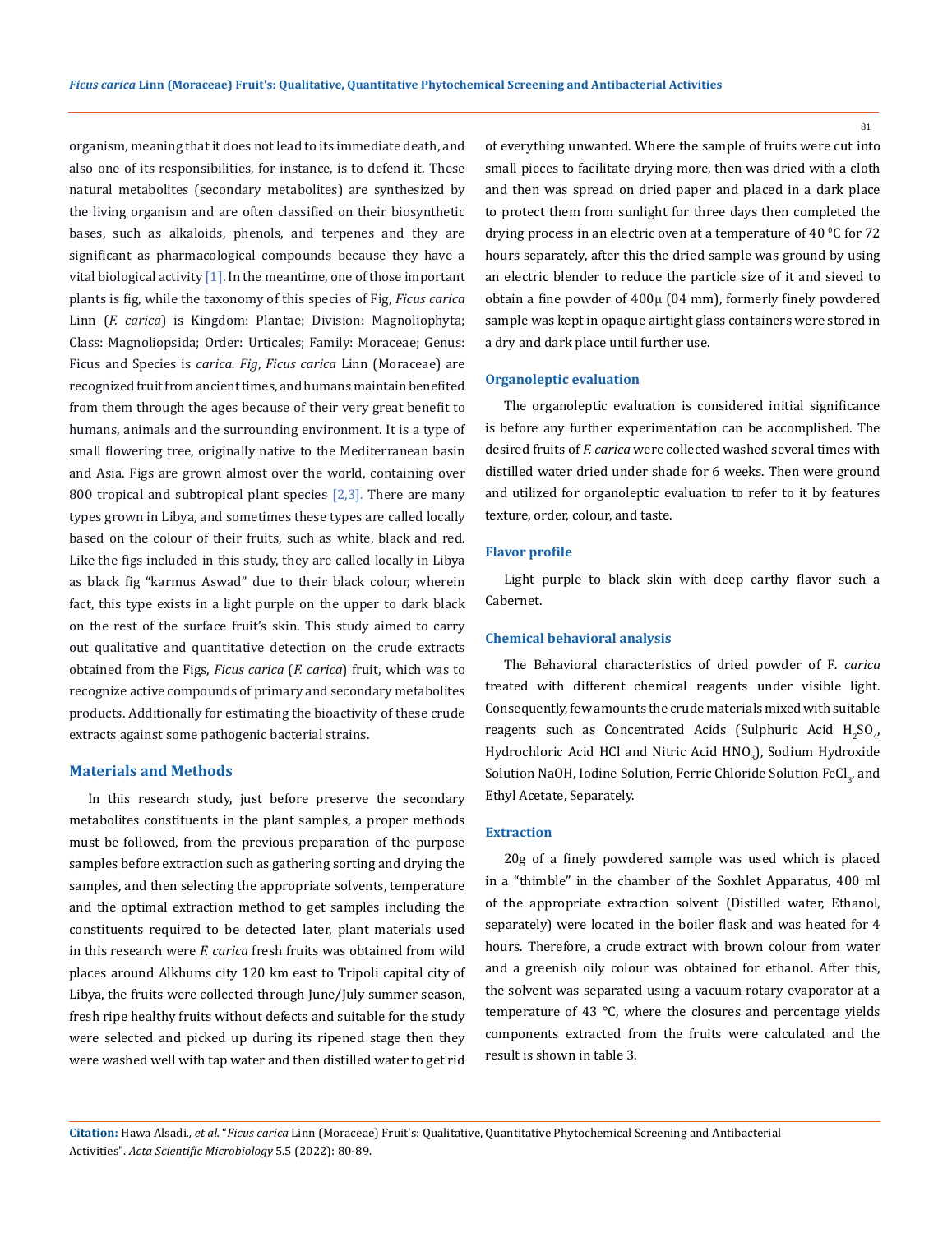organism, meaning that it does not lead to its immediate death, and also one of its responsibilities, for instance, is to defend it. These natural metabolites (secondary metabolites) are synthesized by the living organism and are often classified on their biosynthetic bases, such as alkaloids, phenols, and terpenes and they are significant as pharmacological compounds because they have a vital biological activity [1]. In the meantime, one of those important plants is fig, while the taxonomy of this species of Fig, *Ficus carica* Linn (*F. carica*) is Kingdom: Plantae; Division: Magnoliophyta; Class: Magnoliopsida; Order: Urticales; Family: Moraceae; Genus: Ficus and Species is *carica. Fig*, *Ficus carica* Linn (Moraceae) are recognized fruit from ancient times, and humans maintain benefited from them through the ages because of their very great benefit to humans, animals and the surrounding environment. It is a type of small flowering tree, originally native to the Mediterranean basin and Asia. Figs are grown almost over the world, containing over 800 tropical and subtropical plant species [2,3]. There are many types grown in Libya, and sometimes these types are called locally based on the colour of their fruits, such as white, black and red. Like the figs included in this study, they are called locally in Libya as black fig "karmus Aswad" due to their black colour, wherein fact, this type exists in a light purple on the upper to dark black on the rest of the surface fruit's skin. This study aimed to carry out qualitative and quantitative detection on the crude extracts obtained from the Figs, *Ficus carica* (*F. carica*) fruit, which was to recognize active compounds of primary and secondary metabolites products. Additionally for estimating the bioactivity of these crude extracts against some pathogenic bacterial strains.

## Materials and Methods

In this research study, just before preserve the secondary metabolites constituents in the plant samples, a proper methods must be followed, from the previous preparation of the purpose samples before extraction such as gathering sorting and drying the samples, and then selecting the appropriate solvents, temperature and the optimal extraction method to get samples including the constituents required to be detected later, plant materials used in this research were *F. carica* fresh fruits was obtained from wild places around Alkhums city 120 km east to Tripoli capital city of Libya, the fruits were collected through June/July summer season, fresh ripe healthy fruits without defects and suitable for the study were selected and picked up during its ripened stage then they were washed well with tap water and then distilled water to get rid of everything unwanted. Where the sample of fruits were cut into small pieces to facilitate drying more, then was dried with a cloth and then was spread on dried paper and placed in a dark place to protect them from sunlight for three days then completed the drying process in an electric oven at a temperature of 40 $^0$C for 72 hours separately, after this the dried sample was ground by using an electric blender to reduce the particle size of it and sieved to obtain a fine powder of 400µ (04 mm), formerly finely powdered sample was kept in opaque airtight glass containers were stored in a dry and dark place until further use.

### Organoleptic evaluation

The organoleptic evaluation is considered initial significance is before any further experimentation can be accomplished. The desired fruits of *F. carica* were collected washed several times with distilled water dried under shade for 6 weeks. Then were ground and utilized for organoleptic evaluation to refer to it by features texture, order, colour, and taste.

### Flavor profile

Light purple to black skin with deep earthy flavor such a Cabernet.

### Chemical behavioral analysis

The Behavioral characteristics of dried powder of F. *carica* treated with different chemical reagents under visible light. Consequently, few amounts the crude materials mixed with suitable reagents such as Concentrated Acids (Sulphuric Acid $H_2SO_4$, Hydrochloric Acid HCl and Nitric Acid $HNO_3$), Sodium Hydroxide Solution NaOH, Iodine Solution, Ferric Chloride Solution $FeCl_3$, and Ethyl Acetate, Separately.

### Extraction

20g of a finely powdered sample was used which is placed in a "thimble" in the chamber of the Soxhlet Apparatus, 400 ml of the appropriate extraction solvent (Distilled water, Ethanol, separately) were located in the boiler flask and was heated for 4 hours. Therefore, a crude extract with brown colour from water and a greenish oily colour was obtained for ethanol. After this, the solvent was separated using a vacuum rotary evaporator at a temperature of 43 °C, where the closures and percentage yields components extracted from the fruits were calculated and the result is shown in table 3.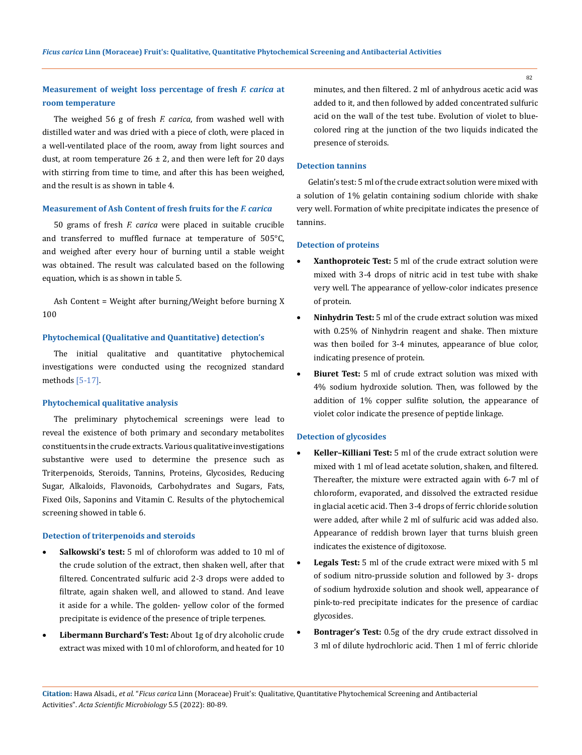#### Measurement of weight loss percentage of fresh *F. carica* at room temperature

The weighed 56 g of fresh *F. carica*, from washed well with distilled water and was dried with a piece of cloth, were placed in a well-ventilated place of the room, away from light sources and dust, at room temperature 26 ± 2, and then were left for 20 days with stirring from time to time, and after this has been weighed, and the result is as shown in table 4.

#### Measurement of Ash Content of fresh fruits for the *F. carica*

50 grams of fresh *F. carica* were placed in suitable crucible and transferred to muffled furnace at temperature of 505°C, and weighed after every hour of burning until a stable weight was obtained. The result was calculated based on the following equation, which is as shown in table 5.

Ash Content = Weight after burning/Weight before burning X 100

#### Phytochemical (Qualitative and Quantitative) detection's

The initial qualitative and quantitative phytochemical investigations were conducted using the recognized standard methods [5-17].

#### Phytochemical qualitative analysis

The preliminary phytochemical screenings were lead to reveal the existence of both primary and secondary metabolites constituents in the crude extracts. Various qualitative investigations substantive were used to determine the presence such as Triterpenoids, Steroids, Tannins, Proteins, Glycosides, Reducing Sugar, Alkaloids, Flavonoids, Carbohydrates and Sugars, Fats, Fixed Oils, Saponins and Vitamin C. Results of the phytochemical screening showed in table 6.

#### Detection of triterpenoids and steroids

- **Salkowski's test:** 5 ml of chloroform was added to 10 ml of the crude solution of the extract, then shaken well, after that filtered. Concentrated sulfuric acid 2-3 drops were added to filtrate, again shaken well, and allowed to stand. And leave it aside for a while. The golden- yellow color of the formed precipitate is evidence of the presence of triple terpenes.
- **Libermann Burchard's Test:** About 1g of dry alcoholic crude extract was mixed with 10 ml of chloroform, and heated for 10 minutes, and then filtered. 2 ml of anhydrous acetic acid was added to it, and then followed by added concentrated sulfuric acid on the wall of the test tube. Evolution of violet to blue-colored ring at the junction of the two liquids indicated the presence of steroids.

#### Detection tannins

Gelatin's test: 5 ml of the crude extract solution were mixed with a solution of 1% gelatin containing sodium chloride with shake very well. Formation of white precipitate indicates the presence of tannins.

#### Detection of proteins

- **Xanthoproteic Test:** 5 ml of the crude extract solution were mixed with 3-4 drops of nitric acid in test tube with shake very well. The appearance of yellow-color indicates presence of protein.
- **Ninhydrin Test:** 5 ml of the crude extract solution was mixed with 0.25% of Ninhydrin reagent and shake. Then mixture was then boiled for 3-4 minutes, appearance of blue color, indicating presence of protein.
- **Biuret Test:** 5 ml of crude extract solution was mixed with 4% sodium hydroxide solution. Then, was followed by the addition of 1% copper sulfite solution, the appearance of violet color indicate the presence of peptide linkage.

#### Detection of glycosides

- **Keller–Killiani Test:** 5 ml of the crude extract solution were mixed with 1 ml of lead acetate solution, shaken, and filtered. Thereafter, the mixture were extracted again with 6-7 ml of chloroform, evaporated, and dissolved the extracted residue in glacial acetic acid. Then 3-4 drops of ferric chloride solution were added, after while 2 ml of sulfuric acid was added also. Appearance of reddish brown layer that turns bluish green indicates the existence of digitoxose.
- **Legals Test:** 5 ml of the crude extract were mixed with 5 ml of sodium nitro-prusside solution and followed by 3- drops of sodium hydroxide solution and shook well, appearance of pink-to-red precipitate indicates for the presence of cardiac glycosides.
- **Bontrager's Test:** 0.5g of the dry crude extract dissolved in 3 ml of dilute hydrochloric acid. Then 1 ml of ferric chloride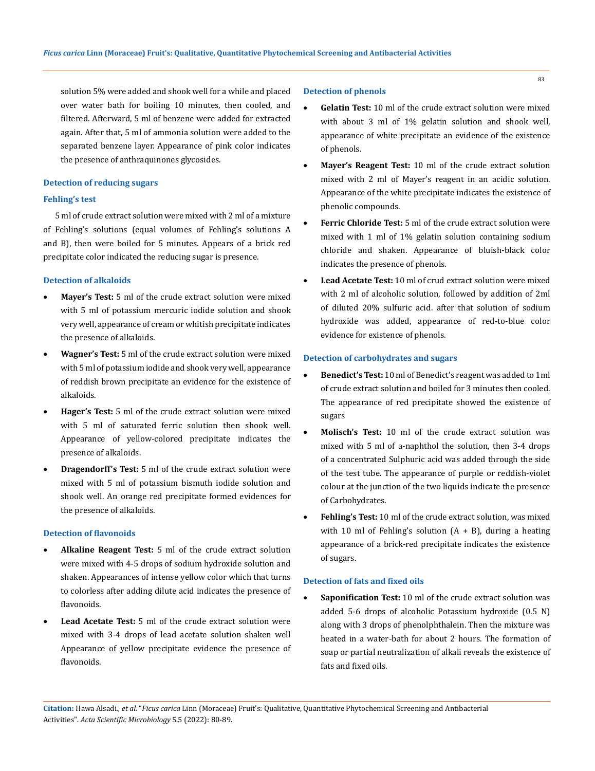solution 5% were added and shook well for a while and placed over water bath for boiling 10 minutes, then cooled, and filtered. Afterward, 5 ml of benzene were added for extracted again. After that, 5 ml of ammonia solution were added to the separated benzene layer. Appearance of pink color indicates the presence of anthraquinones glycosides.

### Detection of reducing sugars

### Fehling's test

5 ml of crude extract solution were mixed with 2 ml of a mixture of Fehling's solutions (equal volumes of Fehling's solutions A and B), then were boiled for 5 minutes. Appears of a brick red precipitate color indicated the reducing sugar is presence.

### Detection of alkaloids

- **Mayer's Test:** 5 ml of the crude extract solution were mixed with 5 ml of potassium mercuric iodide solution and shook very well, appearance of cream or whitish precipitate indicates the presence of alkaloids.
- **Wagner's Test:** 5 ml of the crude extract solution were mixed with 5 ml of potassium iodide and shook very well, appearance of reddish brown precipitate an evidence for the existence of alkaloids.
- **Hager's Test:** 5 ml of the crude extract solution were mixed with 5 ml of saturated ferric solution then shook well. Appearance of yellow-colored precipitate indicates the presence of alkaloids.
- **Dragendorff's Test:** 5 ml of the crude extract solution were mixed with 5 ml of potassium bismuth iodide solution and shook well. An orange red precipitate formed evidences for the presence of alkaloids.

### Detection of flavonoids

- **Alkaline Reagent Test:** 5 ml of the crude extract solution were mixed with 4-5 drops of sodium hydroxide solution and shaken. Appearances of intense yellow color which that turns to colorless after adding dilute acid indicates the presence of flavonoids.
- **Lead Acetate Test:** 5 ml of the crude extract solution were mixed with 3-4 drops of lead acetate solution shaken well Appearance of yellow precipitate evidence the presence of flavonoids.

### Detection of phenols

- **Gelatin Test:** 10 ml of the crude extract solution were mixed with about 3 ml of 1% gelatin solution and shook well, appearance of white precipitate an evidence of the existence of phenols.
- **Mayer's Reagent Test:** 10 ml of the crude extract solution mixed with 2 ml of Mayer's reagent in an acidic solution. Appearance of the white precipitate indicates the existence of phenolic compounds.
- **Ferric Chloride Test:** 5 ml of the crude extract solution were mixed with 1 ml of 1% gelatin solution containing sodium chloride and shaken. Appearance of bluish-black color indicates the presence of phenols.
- **Lead Acetate Test:** 10 ml of crud extract solution were mixed with 2 ml of alcoholic solution, followed by addition of 2ml of diluted 20% sulfuric acid. after that solution of sodium hydroxide was added, appearance of red-to-blue color evidence for existence of phenols.

### Detection of carbohydrates and sugars

- **Benedict's Test:** 10 ml of Benedict's reagent was added to 1ml of crude extract solution and boiled for 3 minutes then cooled. The appearance of red precipitate showed the existence of sugars
- **Molisch's Test:** 10 ml of the crude extract solution was mixed with 5 ml of a-naphthol the solution, then 3-4 drops of a concentrated Sulphuric acid was added through the side of the test tube. The appearance of purple or reddish-violet colour at the junction of the two liquids indicate the presence of Carbohydrates.
- **Fehling's Test:** 10 ml of the crude extract solution, was mixed with 10 ml of Fehling's solution (A + B), during a heating appearance of a brick-red precipitate indicates the existence of sugars.

### Detection of fats and fixed oils

- **Saponification Test:** 10 ml of the crude extract solution was added 5-6 drops of alcoholic Potassium hydroxide (0.5 N) along with 3 drops of phenolphthalein. Then the mixture was heated in a water-bath for about 2 hours. The formation of soap or partial neutralization of alkali reveals the existence of fats and fixed oils.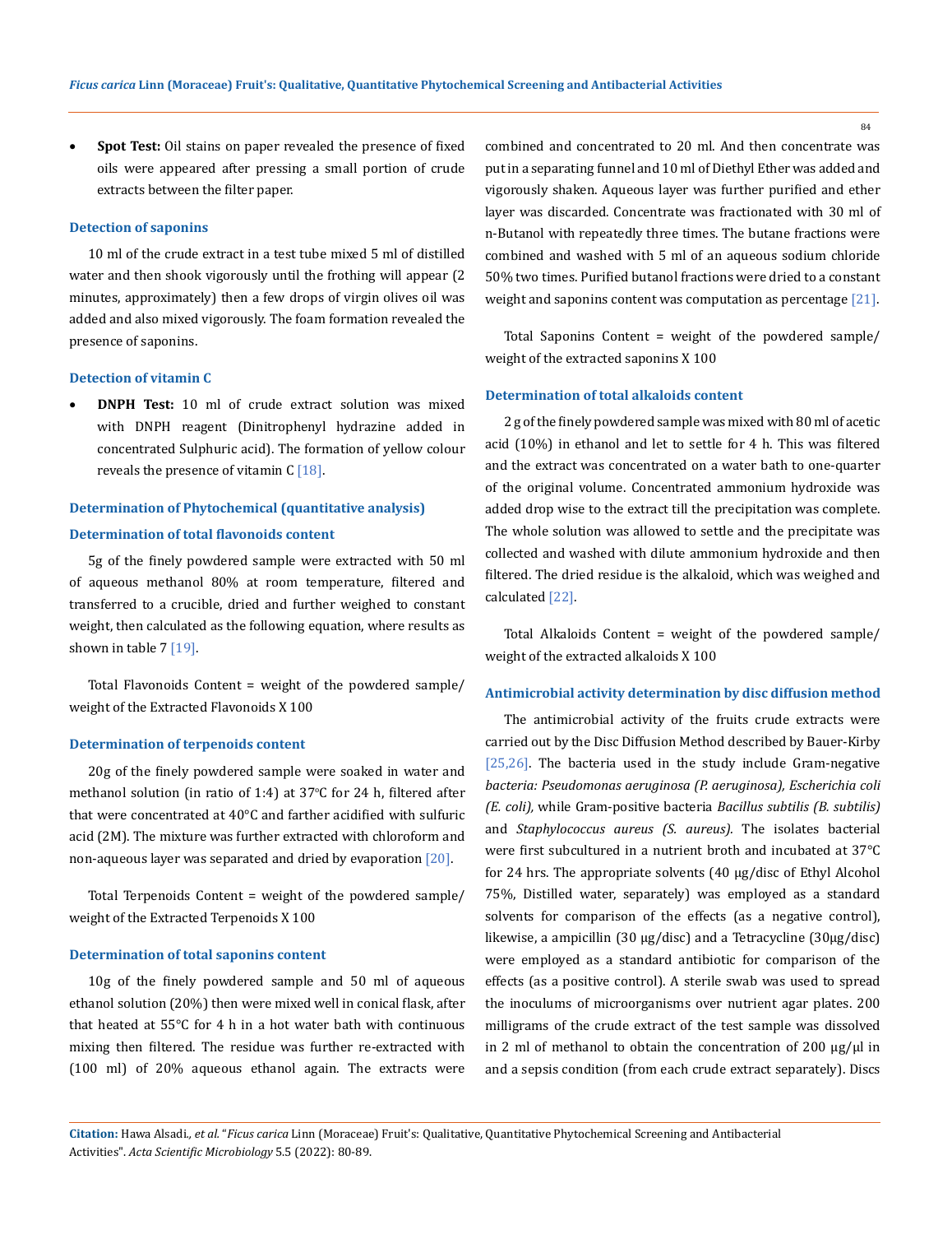- **Spot Test:** Oil stains on paper revealed the presence of fixed oils were appeared after pressing a small portion of crude extracts between the filter paper.

### Detection of saponins

10 ml of the crude extract in a test tube mixed 5 ml of distilled water and then shook vigorously until the frothing will appear (2 minutes, approximately) then a few drops of virgin olives oil was added and also mixed vigorously. The foam formation revealed the presence of saponins.

### Detection of vitamin C

- **DNPH Test:** 10 ml of crude extract solution was mixed with DNPH reagent (Dinitrophenyl hydrazine added in concentrated Sulphuric acid). The formation of yellow colour reveals the presence of vitamin C [18].

### Determination of Phytochemical (quantitative analysis)

### Determination of total flavonoids content

5g of the finely powdered sample were extracted with 50 ml of aqueous methanol 80% at room temperature, filtered and transferred to a crucible, dried and further weighed to constant weight, then calculated as the following equation, where results as shown in table 7 [19].

Total Flavonoids Content = weight of the powdered sample/ weight of the Extracted Flavonoids X 100

### Determination of terpenoids content

20g of the finely powdered sample were soaked in water and methanol solution (in ratio of 1:4) at 37°C for 24 h, filtered after that were concentrated at 40°C and farther acidified with sulfuric acid (2M). The mixture was further extracted with chloroform and non-aqueous layer was separated and dried by evaporation [20].

Total Terpenoids Content = weight of the powdered sample/ weight of the Extracted Terpenoids X 100

### Determination of total saponins content

10g of the finely powdered sample and 50 ml of aqueous ethanol solution (20%) then were mixed well in conical flask, after that heated at 55°C for 4 h in a hot water bath with continuous mixing then filtered. The residue was further re-extracted with (100 ml) of 20% aqueous ethanol again. The extracts were combined and concentrated to 20 ml. And then concentrate was put in a separating funnel and 10 ml of Diethyl Ether was added and vigorously shaken. Aqueous layer was further purified and ether layer was discarded. Concentrate was fractionated with 30 ml of n-Butanol with repeatedly three times. The butane fractions were combined and washed with 5 ml of an aqueous sodium chloride 50% two times. Purified butanol fractions were dried to a constant weight and saponins content was computation as percentage [21].

Total Saponins Content = weight of the powdered sample/ weight of the extracted saponins X 100

### Determination of total alkaloids content

2 g of the finely powdered sample was mixed with 80 ml of acetic acid (10%) in ethanol and let to settle for 4 h. This was filtered and the extract was concentrated on a water bath to one-quarter of the original volume. Concentrated ammonium hydroxide was added drop wise to the extract till the precipitation was complete. The whole solution was allowed to settle and the precipitate was collected and washed with dilute ammonium hydroxide and then filtered. The dried residue is the alkaloid, which was weighed and calculated [22].

Total Alkaloids Content = weight of the powdered sample/ weight of the extracted alkaloids X 100

### Antimicrobial activity determination by disc diffusion method

The antimicrobial activity of the fruits crude extracts were carried out by the Disc Diffusion Method described by Bauer-Kirby [25,26]. The bacteria used in the study include Gram-negative *bacteria: Pseudomonas aeruginosa (P. aeruginosa), Escherichia coli (E. coli),* while Gram-positive bacteria *Bacillus subtilis (B. subtilis)* and *Staphylococcus aureus (S. aureus).* The isolates bacterial were first subcultured in a nutrient broth and incubated at 37°C for 24 hrs. The appropriate solvents (40 μg/disc of Ethyl Alcohol 75%, Distilled water, separately) was employed as a standard solvents for comparison of the effects (as a negative control), likewise, a ampicillin (30 μg/disc) and a Tetracycline (30μg/disc) were employed as a standard antibiotic for comparison of the effects (as a positive control). A sterile swab was used to spread the inoculums of microorganisms over nutrient agar plates. 200 milligrams of the crude extract of the test sample was dissolved in 2 ml of methanol to obtain the concentration of 200 μg/μl in and a sepsis condition (from each crude extract separately). Discs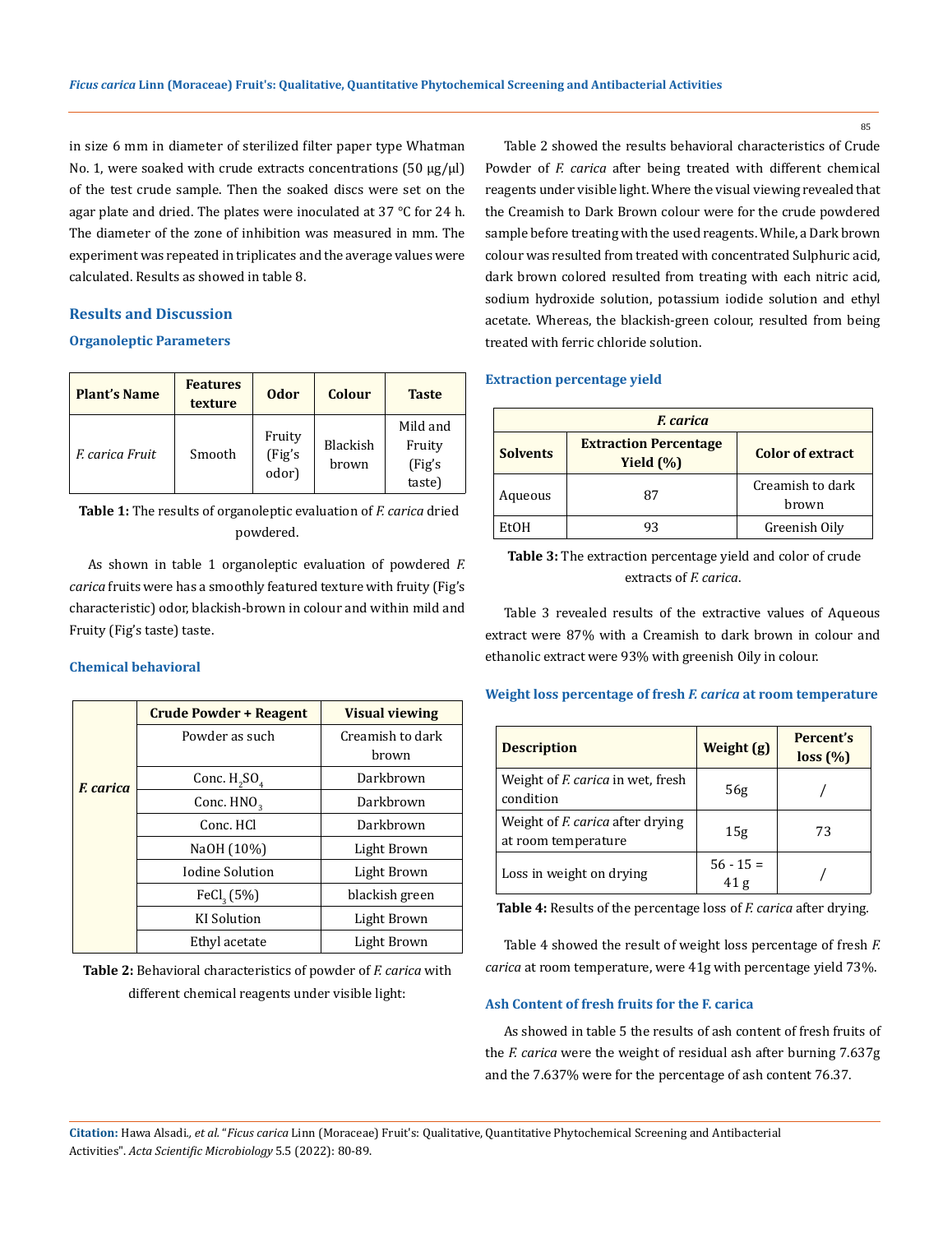in size 6 mm in diameter of sterilized filter paper type Whatman No. 1, were soaked with crude extracts concentrations (50 μg/μl) of the test crude sample. Then the soaked discs were set on the agar plate and dried. The plates were inoculated at 37 °C for 24 h. The diameter of the zone of inhibition was measured in mm. The experiment was repeated in triplicates and the average values were calculated. Results as showed in table 8.

## Results and Discussion

### Organoleptic Parameters

| Plant's Name | Features texture | Odor | Colour | Taste |
|---|---|---|---|---|
| *F. carica Fruit* | Smooth | Fruity (Fig's odor) | Blackish brown | Mild and Fruity (Fig's taste) |

**Table 1:** The results of organoleptic evaluation of *F. carica* dried powdered.

As shown in table 1 organoleptic evaluation of powdered *F. carica* fruits were has a smoothly featured texture with fruity (Fig's characteristic) odor, blackish-brown in colour and within mild and Fruity (Fig's taste) taste.

### Chemical behavioral

| | Crude Powder + Reagent | Visual viewing |
|---|---|---|
| ***F. carica*** | Powder as such | Creamish to dark brown |
| | Conc. $H_2SO_4$ | Darkbrown |
| | Conc. $HNO_3$ | Darkbrown |
| | Conc. HCl | Darkbrown |
| | NaOH (10%) | Light Brown |
| | Iodine Solution | Light Brown |
| | $FeCl_3$ (5%) | blackish green |
| | KI Solution | Light Brown |
| | Ethyl acetate | Light Brown |

**Table 2:** Behavioral characteristics of powder of *F. carica* with different chemical reagents under visible light:

Table 2 showed the results behavioral characteristics of Crude Powder of *F. carica* after being treated with different chemical reagents under visible light. Where the visual viewing revealed that the Creamish to Dark Brown colour were for the crude powdered sample before treating with the used reagents. While, a Dark brown colour was resulted from treated with concentrated Sulphuric acid, dark brown colored resulted from treating with each nitric acid, sodium hydroxide solution, potassium iodide solution and ethyl acetate. Whereas, the blackish-green colour, resulted from being treated with ferric chloride solution.

### Extraction percentage yield

| *F. carica* | | |
|---|---|---|
| **Solvents** | **Extraction Percentage Yield (%)** | **Color of extract** |
| Aqueous | 87 | Creamish to dark brown |
| EtOH | 93 | Greenish Oily |

**Table 3:** The extraction percentage yield and color of crude extracts of *F. carica*.

Table 3 revealed results of the extractive values of Aqueous extract were 87% with a Creamish to dark brown in colour and ethanolic extract were 93% with greenish Oily in colour.

### Weight loss percentage of fresh *F. carica* at room temperature

| Description | Weight (g) | Percent's loss (%) |
|---|---|---|
| Weight of *F. carica* in wet, fresh condition | 56g | / |
| Weight of *F. carica* after drying at room temperature | 15g | 73 |
| Loss in weight on drying | 56 - 15 = 41 g | / |

**Table 4:** Results of the percentage loss of *F. carica* after drying.

Table 4 showed the result of weight loss percentage of fresh *F. carica* at room temperature, were 41g with percentage yield 73%.

### Ash Content of fresh fruits for the F. carica

As showed in table 5 the results of ash content of fresh fruits of the *F. carica* were the weight of residual ash after burning 7.637g and the 7.637% were for the percentage of ash content 76.37.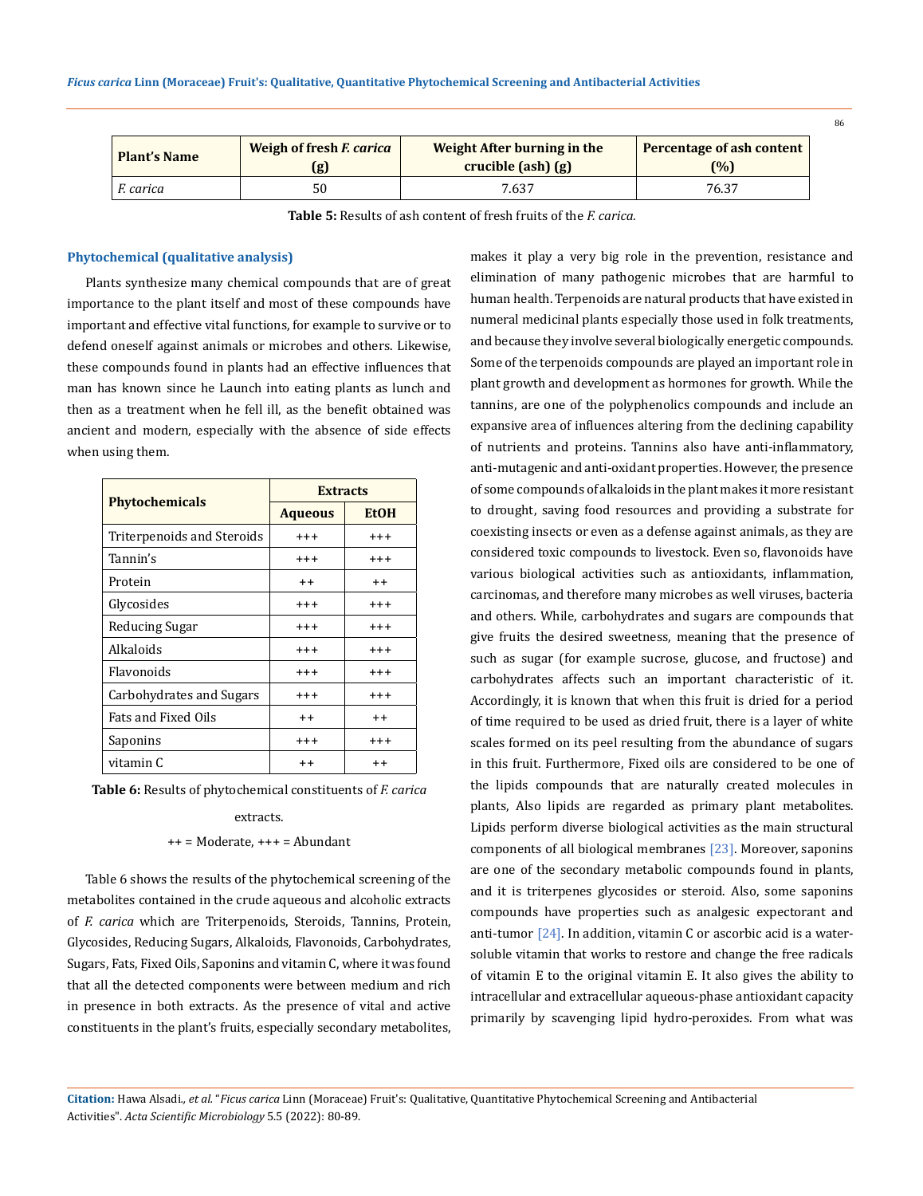| Plant's Name | Weigh of fresh *F. carica* (g) | Weight After burning in the crucible (ash) (g) | Percentage of ash content (%) |
|---|---|---|---|
| *F. carica* | 50 | 7.637 | 76.37 |

**Table 5:** Results of ash content of fresh fruits of the *F. carica.*

### Phytochemical (qualitative analysis)

Plants synthesize many chemical compounds that are of great importance to the plant itself and most of these compounds have important and effective vital functions, for example to survive or to defend oneself against animals or microbes and others. Likewise, these compounds found in plants had an effective influences that man has known since he Launch into eating plants as lunch and then as a treatment when he fell ill, as the benefit obtained was ancient and modern, especially with the absence of side effects when using them.

| Phytochemicals | Extracts | |
|---|---|---|
| | Aqueous | EtOH |
| Triterpenoids and Steroids | +++ | +++ |
| Tannin's | +++ | +++ |
| Protein | ++ | ++ |
| Glycosides | +++ | +++ |
| Reducing Sugar | +++ | +++ |
| Alkaloids | +++ | +++ |
| Flavonoids | +++ | +++ |
| Carbohydrates and Sugars | +++ | +++ |
| Fats and Fixed Oils | ++ | ++ |
| Saponins | +++ | +++ |
| vitamin C | ++ | ++ |

**Table 6:** Results of phytochemical constituents of *F. carica* extracts.

++ = Moderate, +++ = Abundant

Table 6 shows the results of the phytochemical screening of the metabolites contained in the crude aqueous and alcoholic extracts of *F. carica* which are Triterpenoids, Steroids, Tannins, Protein, Glycosides, Reducing Sugars, Alkaloids, Flavonoids, Carbohydrates, Sugars, Fats, Fixed Oils, Saponins and vitamin C, where it was found that all the detected components were between medium and rich in presence in both extracts. As the presence of vital and active constituents in the plant's fruits, especially secondary metabolites, makes it play a very big role in the prevention, resistance and elimination of many pathogenic microbes that are harmful to human health. Terpenoids are natural products that have existed in numeral medicinal plants especially those used in folk treatments, and because they involve several biologically energetic compounds. Some of the terpenoids compounds are played an important role in plant growth and development as hormones for growth. While the tannins, are one of the polyphenolics compounds and include an expansive area of influences altering from the declining capability of nutrients and proteins. Tannins also have anti-inflammatory, anti-mutagenic and anti-oxidant properties. However, the presence of some compounds of alkaloids in the plant makes it more resistant to drought, saving food resources and providing a substrate for coexisting insects or even as a defense against animals, as they are considered toxic compounds to livestock. Even so, flavonoids have various biological activities such as antioxidants, inflammation, carcinomas, and therefore many microbes as well viruses, bacteria and others. While, carbohydrates and sugars are compounds that give fruits the desired sweetness, meaning that the presence of such as sugar (for example sucrose, glucose, and fructose) and carbohydrates affects such an important characteristic of it. Accordingly, it is known that when this fruit is dried for a period of time required to be used as dried fruit, there is a layer of white scales formed on its peel resulting from the abundance of sugars in this fruit. Furthermore, Fixed oils are considered to be one of the lipids compounds that are naturally created molecules in plants, Also lipids are regarded as primary plant metabolites. Lipids perform diverse biological activities as the main structural components of all biological membranes [23]. Moreover, saponins are one of the secondary metabolic compounds found in plants, and it is triterpenes glycosides or steroid. Also, some saponins compounds have properties such as analgesic expectorant and anti-tumor [24]. In addition, vitamin C or ascorbic acid is a water-soluble vitamin that works to restore and change the free radicals of vitamin E to the original vitamin E. It also gives the ability to intracellular and extracellular aqueous-phase antioxidant capacity primarily by scavenging lipid hydro-peroxides. From what was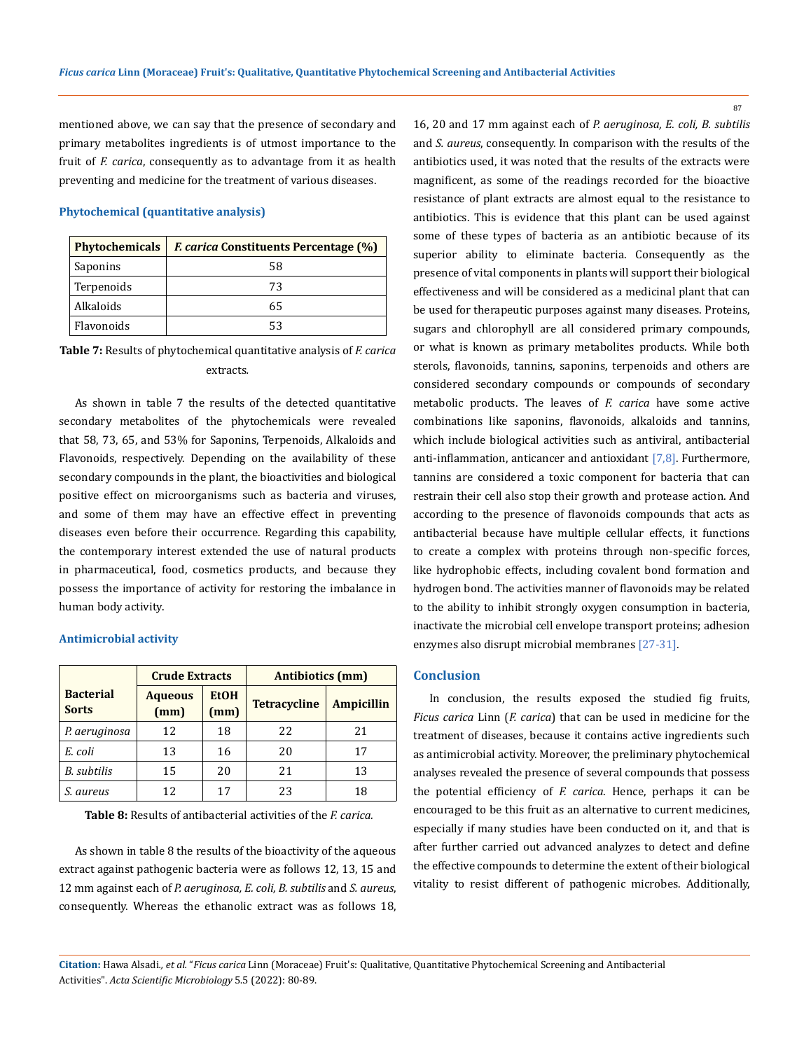mentioned above, we can say that the presence of secondary and primary metabolites ingredients is of utmost importance to the fruit of *F. carica*, consequently as to advantage from it as health preventing and medicine for the treatment of various diseases.

### Phytochemical (quantitative analysis)

| Phytochemicals | *F. carica* Constituents Percentage (%) |
|---|---|
| Saponins | 58 |
| Terpenoids | 73 |
| Alkaloids | 65 |
| Flavonoids | 53 |

**Table 7:** Results of phytochemical quantitative analysis of *F. carica* extracts.

As shown in table 7 the results of the detected quantitative secondary metabolites of the phytochemicals were revealed that 58, 73, 65, and 53% for Saponins, Terpenoids, Alkaloids and Flavonoids, respectively. Depending on the availability of these secondary compounds in the plant, the bioactivities and biological positive effect on microorganisms such as bacteria and viruses, and some of them may have an effective effect in preventing diseases even before their occurrence. Regarding this capability, the contemporary interest extended the use of natural products in pharmaceutical, food, cosmetics products, and because they possess the importance of activity for restoring the imbalance in human body activity.

### Antimicrobial activity

| Bacterial Sorts | Crude Extracts | | Antibiotics (mm) | |
|---|---|---|---|---|
| | Aqueous (mm) | EtOH (mm) | Tetracycline | Ampicillin |
| *P. aeruginosa* | 12 | 18 | 22 | 21 |
| *E. coli* | 13 | 16 | 20 | 17 |
| *B. subtilis* | 15 | 20 | 21 | 13 |
| *S. aureus* | 12 | 17 | 23 | 18 |

**Table 8:** Results of antibacterial activities of the *F. carica.*

As shown in table 8 the results of the bioactivity of the aqueous extract against pathogenic bacteria were as follows 12, 13, 15 and 12 mm against each of *P. aeruginosa, E. coli, B. subtilis* and *S. aureus*, consequently. Whereas the ethanolic extract was as follows 18, 16, 20 and 17 mm against each of *P. aeruginosa, E. coli, B. subtilis* and *S. aureus*, consequently. In comparison with the results of the antibiotics used, it was noted that the results of the extracts were magnificent, as some of the readings recorded for the bioactive resistance of plant extracts are almost equal to the resistance to antibiotics. This is evidence that this plant can be used against some of these types of bacteria as an antibiotic because of its superior ability to eliminate bacteria. Consequently as the presence of vital components in plants will support their biological effectiveness and will be considered as a medicinal plant that can be used for therapeutic purposes against many diseases. Proteins, sugars and chlorophyll are all considered primary compounds, or what is known as primary metabolites products. While both sterols, flavonoids, tannins, saponins, terpenoids and others are considered secondary compounds or compounds of secondary metabolic products. The leaves of *F. carica* have some active combinations like saponins, flavonoids, alkaloids and tannins, which include biological activities such as antiviral, antibacterial anti-inflammation, anticancer and antioxidant [7,8]. Furthermore, tannins are considered a toxic component for bacteria that can restrain their cell also stop their growth and protease action. And according to the presence of flavonoids compounds that acts as antibacterial because have multiple cellular effects, it functions to create a complex with proteins through non-specific forces, like hydrophobic effects, including covalent bond formation and hydrogen bond. The activities manner of flavonoids may be related to the ability to inhibit strongly oxygen consumption in bacteria, inactivate the microbial cell envelope transport proteins; adhesion enzymes also disrupt microbial membranes [27-31].

## Conclusion

In conclusion, the results exposed the studied fig fruits, *Ficus carica* Linn (*F. carica*) that can be used in medicine for the treatment of diseases, because it contains active ingredients such as antimicrobial activity. Moreover, the preliminary phytochemical analyses revealed the presence of several compounds that possess the potential efficiency of *F. carica.* Hence, perhaps it can be encouraged to be this fruit as an alternative to current medicines, especially if many studies have been conducted on it, and that is after further carried out advanced analyzes to detect and define the effective compounds to determine the extent of their biological vitality to resist different of pathogenic microbes. Additionally,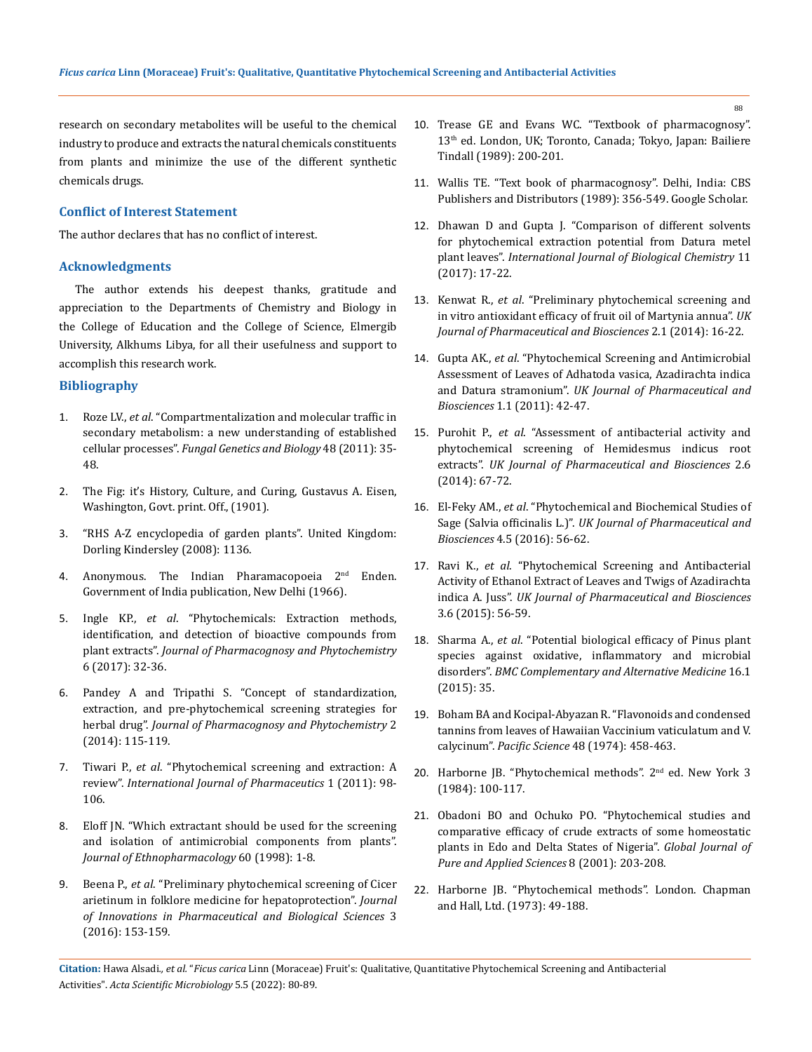research on secondary metabolites will be useful to the chemical industry to produce and extracts the natural chemicals constituents from plants and minimize the use of the different synthetic chemicals drugs.

## Conflict of Interest Statement

The author declares that has no conflict of interest.

## Acknowledgments

The author extends his deepest thanks, gratitude and appreciation to the Departments of Chemistry and Biology in the College of Education and the College of Science, Elmergib University, Alkhums Libya, for all their usefulness and support to accomplish this research work.

## Bibliography

1. Roze LV., *et al*. "Compartmentalization and molecular traffic in secondary metabolism: a new understanding of established cellular processes". *Fungal Genetics and Biology* 48 (2011): 35-48.
2. The Fig: it's History, Culture, and Curing, Gustavus A. Eisen, Washington, Govt. print. Off., (1901).
3. "RHS A-Z encyclopedia of garden plants". United Kingdom: Dorling Kindersley (2008): 1136.
4. Anonymous. The Indian Pharamacopoeia 2nd Enden. Government of India publication, New Delhi (1966).
5. Ingle KP., *et al*. "Phytochemicals: Extraction methods, identification, and detection of bioactive compounds from plant extracts". *Journal of Pharmacognosy and Phytochemistry* 6 (2017): 32-36.
6. Pandey A and Tripathi S. "Concept of standardization, extraction, and pre-phytochemical screening strategies for herbal drug". *Journal of Pharmacognosy and Phytochemistry* 2 (2014): 115-119.
7. Tiwari P., *et al*. "Phytochemical screening and extraction: A review". *International Journal of Pharmaceutics* 1 (2011): 98-106.
8. Eloff JN. "Which extractant should be used for the screening and isolation of antimicrobial components from plants". *Journal of Ethnopharmacology* 60 (1998): 1-8.
9. Beena P., *et al*. "Preliminary phytochemical screening of Cicer arietinum in folklore medicine for hepatoprotection". *Journal of Innovations in Pharmaceutical and Biological Sciences* 3 (2016): 153-159.
10. Trease GE and Evans WC. "Textbook of pharmacognosy". 13th ed. London, UK; Toronto, Canada; Tokyo, Japan: Bailiere Tindall (1989): 200-201.
11. Wallis TE. "Text book of pharmacognosy". Delhi, India: CBS Publishers and Distributors (1989): 356-549. Google Scholar.
12. Dhawan D and Gupta J. "Comparison of different solvents for phytochemical extraction potential from Datura metel plant leaves". *International Journal of Biological Chemistry* 11 (2017): 17-22.
13. Kenwat R., *et al*. "Preliminary phytochemical screening and in vitro antioxidant efficacy of fruit oil of Martynia annua". *UK Journal of Pharmaceutical and Biosciences* 2.1 (2014): 16-22.
14. Gupta AK., *et al*. "Phytochemical Screening and Antimicrobial Assessment of Leaves of Adhatoda vasica, Azadirachta indica and Datura stramonium". *UK Journal of Pharmaceutical and Biosciences* 1.1 (2011): 42-47.
15. Purohit P., *et al*. "Assessment of antibacterial activity and phytochemical screening of Hemidesmus indicus root extracts". *UK Journal of Pharmaceutical and Biosciences* 2.6 (2014): 67-72.
16. El-Feky AM., *et al*. "Phytochemical and Biochemical Studies of Sage (Salvia officinalis L.)". *UK Journal of Pharmaceutical and Biosciences* 4.5 (2016): 56-62.
17. Ravi K., *et al*. "Phytochemical Screening and Antibacterial Activity of Ethanol Extract of Leaves and Twigs of Azadirachta indica A. Juss". *UK Journal of Pharmaceutical and Biosciences* 3.6 (2015): 56-59.
18. Sharma A., *et al*. "Potential biological efficacy of Pinus plant species against oxidative, inflammatory and microbial disorders". *BMC Complementary and Alternative Medicine* 16.1 (2015): 35.
19. Boham BA and Kocipal-Abyazan R. "Flavonoids and condensed tannins from leaves of Hawaiian Vaccinium vaticulatum and V. calycinum". *Pacific Science* 48 (1974): 458-463.
20. Harborne JB. "Phytochemical methods". 2nd ed. New York 3 (1984): 100-117.
21. Obadoni BO and Ochuko PO. "Phytochemical studies and comparative efficacy of crude extracts of some homeostatic plants in Edo and Delta States of Nigeria". *Global Journal of Pure and Applied Sciences* 8 (2001): 203-208.
22. Harborne JB. "Phytochemical methods". London. Chapman and Hall, Ltd. (1973): 49-188.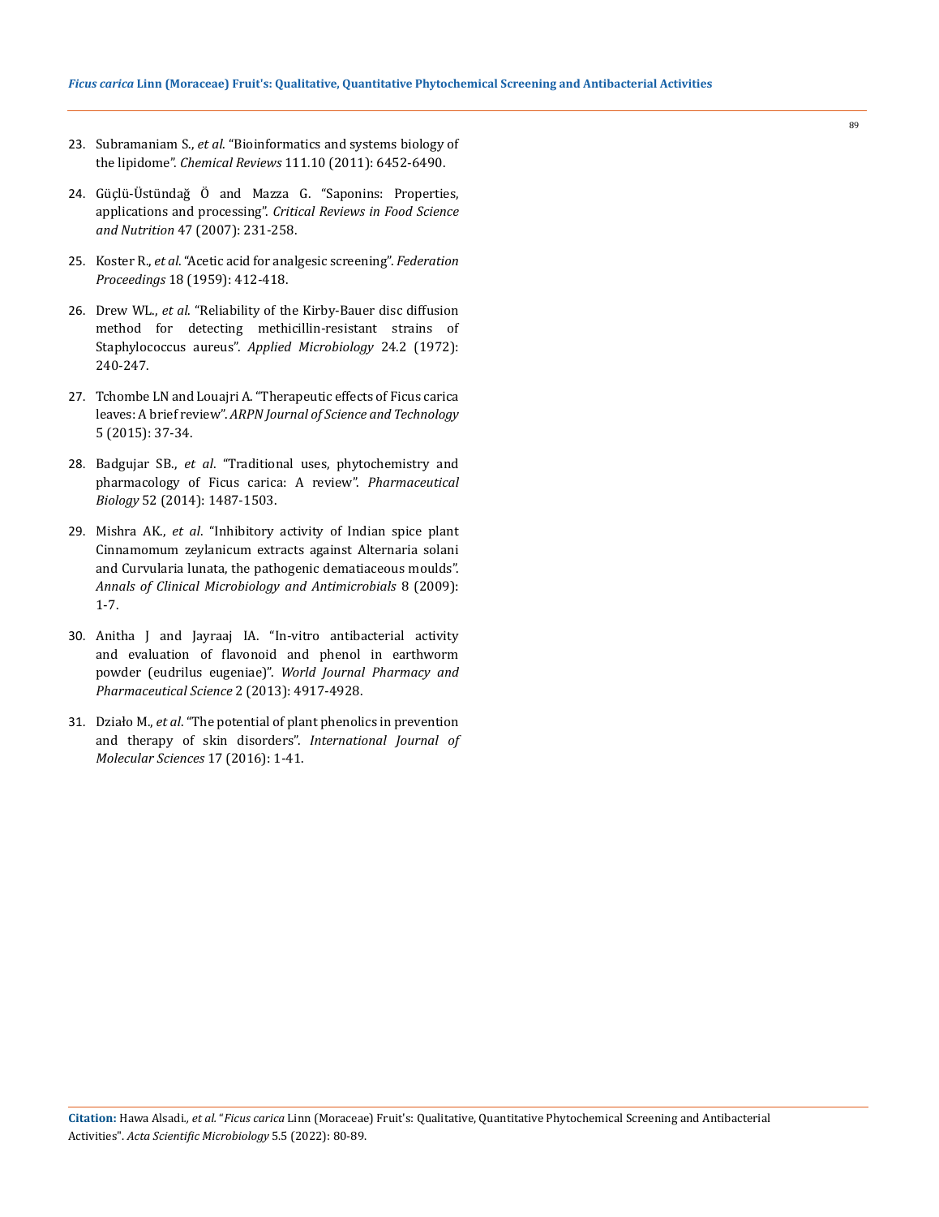23. Subramaniam S., *et al*. "Bioinformatics and systems biology of the lipidome". *Chemical Reviews* 111.10 (2011): 6452-6490.

24. Güçlü-Üstündağ Ö and Mazza G. "Saponins: Properties, applications and processing". *Critical Reviews in Food Science and Nutrition* 47 (2007): 231-258.

25. Koster R., *et al*. "Acetic acid for analgesic screening". *Federation Proceedings* 18 (1959): 412-418.

26. Drew WL., *et al*. "Reliability of the Kirby-Bauer disc diffusion method for detecting methicillin-resistant strains of Staphylococcus aureus". *Applied Microbiology* 24.2 (1972): 240-247.

27. Tchombe LN and Louajri A. "Therapeutic effects of Ficus carica leaves: A brief review". *ARPN Journal of Science and Technology* 5 (2015): 37-34.

28. Badgujar SB., *et al*. "Traditional uses, phytochemistry and pharmacology of Ficus carica: A review". *Pharmaceutical Biology* 52 (2014): 1487-1503.

29. Mishra AK., *et al*. "Inhibitory activity of Indian spice plant Cinnamomum zeylanicum extracts against Alternaria solani and Curvularia lunata, the pathogenic dematiaceous moulds". *Annals of Clinical Microbiology and Antimicrobials* 8 (2009): 1-7.

30. Anitha J and Jayraaj IA. "In-vitro antibacterial activity and evaluation of flavonoid and phenol in earthworm powder (eudrilus eugeniae)". *World Journal Pharmacy and Pharmaceutical Science* 2 (2013): 4917-4928.

31. Działo M., *et al*. "The potential of plant phenolics in prevention and therapy of skin disorders". *International Journal of Molecular Sciences* 17 (2016): 1-41.